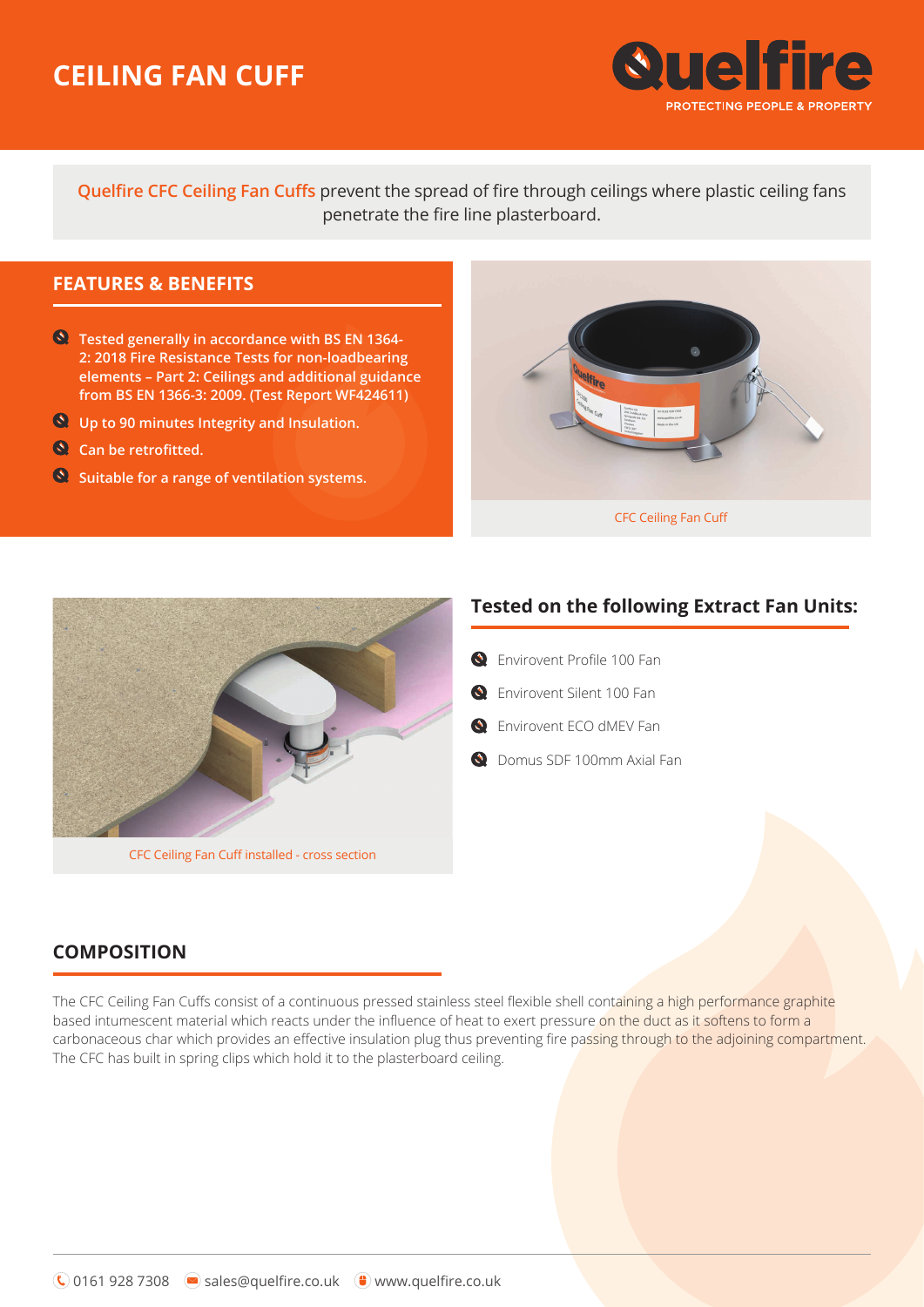# CEILING FAN CUFF

Quelfire

PROTECTING PEOPLE & PROPERTY

Quelfire CFC Ceiling Fan Cuffs prevent the spread of fire through ceilings where plastic ceiling fans penetrate the fire line plasterboard.

## FEATURES & BENEFITS

- Tested generally in accordance with BS EN 1364-2: 2018 Fire Resistance Tests for non-loadbearing elements – Part 2: Ceilings and additional guidance from BS EN 1366-3: 2009. (Test Report WF424611)
- Up to 90 minutes Integrity and Insulation.
- Can be retrofitted.
- Suitable for a range of ventilation systems.

CFC Ceiling Fan Cuff

CFC Ceiling Fan Cuff installed - cross section

## Tested on the following Extract Fan Units:

- Envirovent Profile 100 Fan
- Envirovent Silent 100 Fan
- Envirovent ECO dMEV Fan
- Domus SDF 100mm Axial Fan

## COMPOSITION

The CFC Ceiling Fan Cuffs consist of a continuous pressed stainless steel flexible shell containing a high performance graphite based intumescent material which reacts under the influence of heat to exert pressure on the duct as it softens to form a carbonaceous char which provides an effective insulation plug thus preventing fire passing through to the adjoining compartment. The CFC has built in spring clips which hold it to the plasterboard ceiling.

0161 928 7308 sales@quelfire.co.uk www.quelfire.co.uk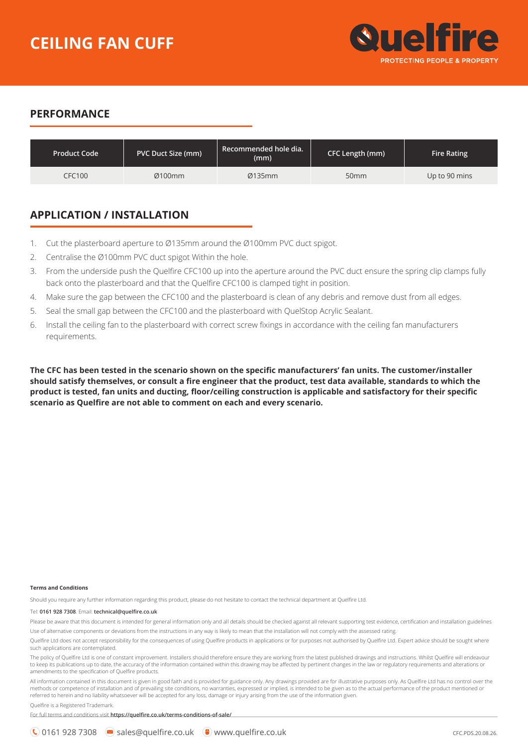# CEILING FAN CUFF

Quelfire
PROTECTING PEOPLE & PROPERTY

## PERFORMANCE

| Product Code | PVC Duct Size (mm) | Recommended hole dia. (mm) | CFC Length (mm) | Fire Rating |
|---|---|---|---|---|
| CFC100 | Ø100mm | Ø135mm | 50mm | Up to 90 mins |

## APPLICATION / INSTALLATION

1. Cut the plasterboard aperture to Ø135mm around the Ø100mm PVC duct spigot.
2. Centralise the Ø100mm PVC duct spigot Within the hole.
3. From the underside push the Quelfire CFC100 up into the aperture around the PVC duct ensure the spring clip clamps fully back onto the plasterboard and that the Quelfire CFC100 is clamped tight in position.
4. Make sure the gap between the CFC100 and the plasterboard is clean of any debris and remove dust from all edges.
5. Seal the small gap between the CFC100 and the plasterboard with QuelStop Acrylic Sealant.
6. Install the ceiling fan to the plasterboard with correct screw fixings in accordance with the ceiling fan manufacturers requirements.

**The CFC has been tested in the scenario shown on the specific manufacturers' fan units. The customer/installer should satisfy themselves, or consult a fire engineer that the product, test data available, standards to which the product is tested, fan units and ducting, floor/ceiling construction is applicable and satisfactory for their specific scenario as Quelfire are not able to comment on each and every scenario.**

**Terms and Conditions**

Should you require any further information regarding this product, please do not hesitate to contact the technical department at Quelfire Ltd.

Tel: **0161 928 7308**. Email: **technical@quelfire.co.uk**

Please be aware that this document is intended for general information only and all details should be checked against all relevant supporting test evidence, certification and installation guidelines

Use of alternative components or deviations from the instructions in any way is likely to mean that the installation will not comply with the assessed rating.

Quelfire Ltd does not accept responsibility for the consequences of using Quelfire products in applications or for purposes not authorised by Quelfire Ltd. Expert advice should be sought where such applications are contemplated.

The policy of Quelfire Ltd is one of constant improvement. Installers should therefore ensure they are working from the latest published drawings and instructions. Whilst Quelfire will endeavour to keep its publications up to date, the accuracy of the information contained within this drawing may be affected by pertinent changes in the law or regulatory requirements and alterations or amendments to the specification of Quelfire products.

All information contained in this document is given in good faith and is provided for guidance only. Any drawings provided are for illustrative purposes only. As Quelfire Ltd has no control over the methods or competence of installation and of prevailing site conditions, no warranties, expressed or implied, is intended to be given as to the actual performance of the product mentioned or referred to herein and no liability whatsoever will be accepted for any loss, damage or injury arising from the use of the information given.

Quelfire is a Registered Trademark.

For full terms and conditions visit **https://quelfire.co.uk/terms-conditions-of-sale/**

0161 928 7308 sales@quelfire.co.uk www.quelfire.co.uk

CFC.PDS.20.08.26.